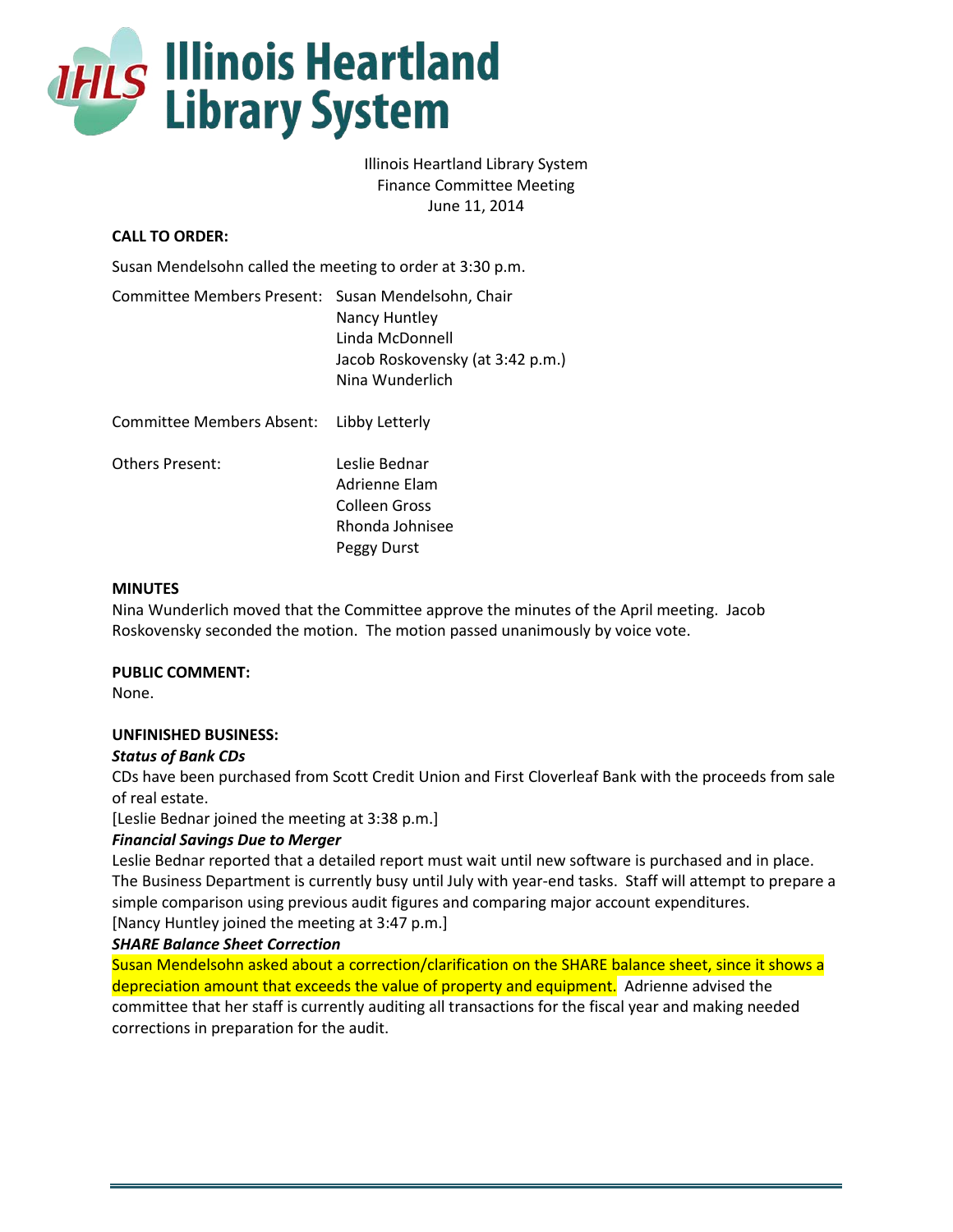# Illinois Heartland Library System

Illinois Heartland Library System
Finance Committee Meeting
June 11, 2014

**CALL TO ORDER:**

Susan Mendelsohn called the meeting to order at 3:30 p.m.

Committee Members Present: Susan Mendelsohn, Chair
Nancy Huntley
Linda McDonnell
Jacob Roskovensky (at 3:42 p.m.)
Nina Wunderlich

Committee Members Absent: Libby Letterly

Others Present: Leslie Bednar
Adrienne Elam
Colleen Gross
Rhonda Johnisee
Peggy Durst

**MINUTES**

Nina Wunderlich moved that the Committee approve the minutes of the April meeting. Jacob Roskovensky seconded the motion. The motion passed unanimously by voice vote.

**PUBLIC COMMENT:**

None.

**UNFINISHED BUSINESS:**

***Status of Bank CDs***

CDs have been purchased from Scott Credit Union and First Cloverleaf Bank with the proceeds from sale of real estate.

[Leslie Bednar joined the meeting at 3:38 p.m.]

***Financial Savings Due to Merger***

Leslie Bednar reported that a detailed report must wait until new software is purchased and in place. The Business Department is currently busy until July with year-end tasks. Staff will attempt to prepare a simple comparison using previous audit figures and comparing major account expenditures.

[Nancy Huntley joined the meeting at 3:47 p.m.]

***SHARE Balance Sheet Correction***

Susan Mendelsohn asked about a correction/clarification on the SHARE balance sheet, since it shows a depreciation amount that exceeds the value of property and equipment. Adrienne advised the committee that her staff is currently auditing all transactions for the fiscal year and making needed corrections in preparation for the audit.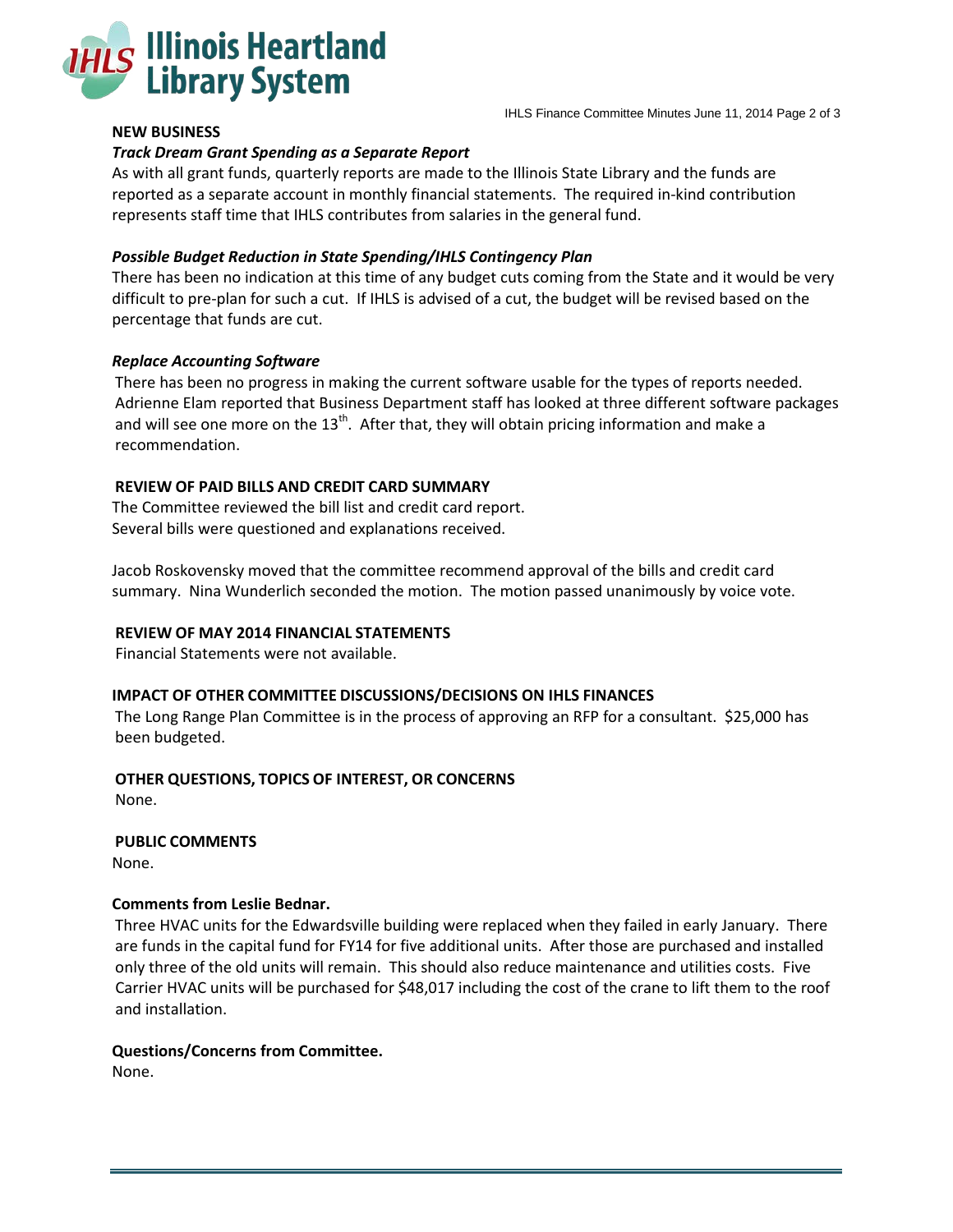## NEW BUSINESS

### *Track Dream Grant Spending as a Separate Report*

As with all grant funds, quarterly reports are made to the Illinois State Library and the funds are reported as a separate account in monthly financial statements. The required in-kind contribution represents staff time that IHLS contributes from salaries in the general fund.

### *Possible Budget Reduction in State Spending/IHLS Contingency Plan*

There has been no indication at this time of any budget cuts coming from the State and it would be very difficult to pre-plan for such a cut. If IHLS is advised of a cut, the budget will be revised based on the percentage that funds are cut.

### *Replace Accounting Software*

There has been no progress in making the current software usable for the types of reports needed. Adrienne Elam reported that Business Department staff has looked at three different software packages and will see one more on the 13th. After that, they will obtain pricing information and make a recommendation.

## REVIEW OF PAID BILLS AND CREDIT CARD SUMMARY

The Committee reviewed the bill list and credit card report.
Several bills were questioned and explanations received.

Jacob Roskovensky moved that the committee recommend approval of the bills and credit card summary. Nina Wunderlich seconded the motion. The motion passed unanimously by voice vote.

## REVIEW OF MAY 2014 FINANCIAL STATEMENTS

Financial Statements were not available.

## IMPACT OF OTHER COMMITTEE DISCUSSIONS/DECISIONS ON IHLS FINANCES

The Long Range Plan Committee is in the process of approving an RFP for a consultant. $25,000 has been budgeted.

## OTHER QUESTIONS, TOPICS OF INTEREST, OR CONCERNS

None.

## PUBLIC COMMENTS

None.

**Comments from Leslie Bednar.**

Three HVAC units for the Edwardsville building were replaced when they failed in early January. There are funds in the capital fund for FY14 for five additional units. After those are purchased and installed only three of the old units will remain. This should also reduce maintenance and utilities costs. Five Carrier HVAC units will be purchased for $48,017 including the cost of the crane to lift them to the roof and installation.

**Questions/Concerns from Committee.**

None.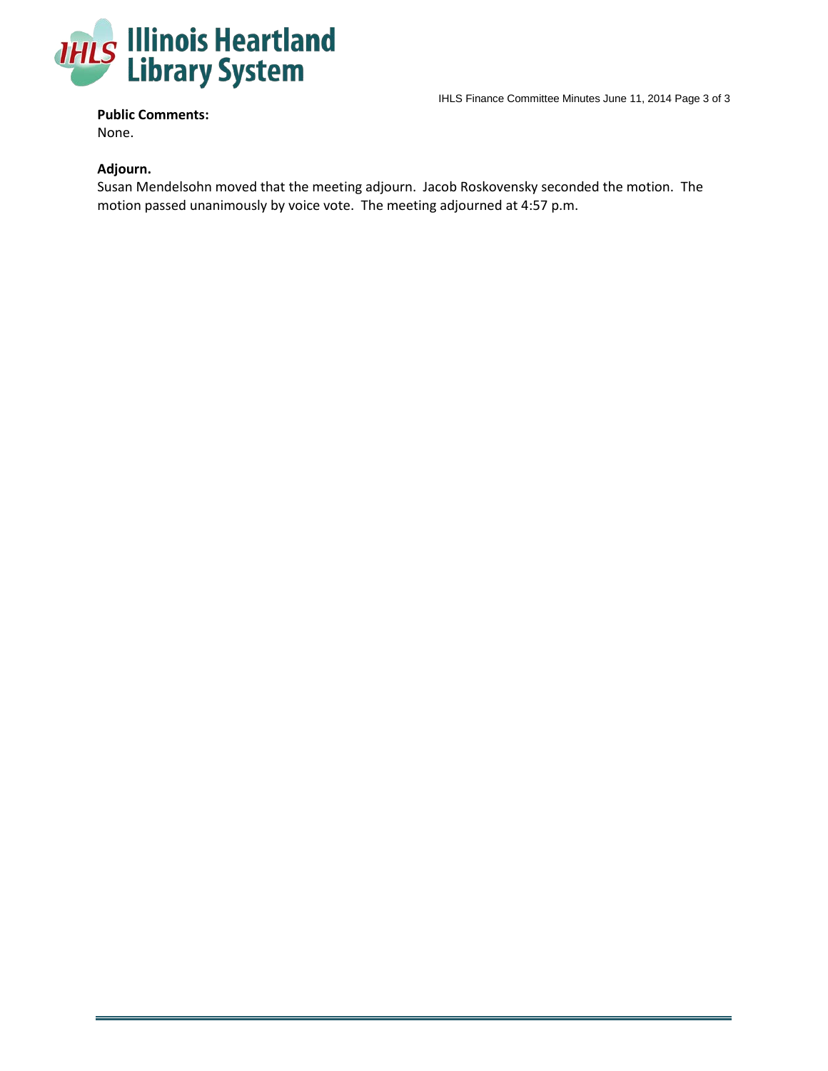**Public Comments:**
None.

**Adjourn.**
Susan Mendelsohn moved that the meeting adjourn. Jacob Roskovensky seconded the motion. The motion passed unanimously by voice vote. The meeting adjourned at 4:57 p.m.